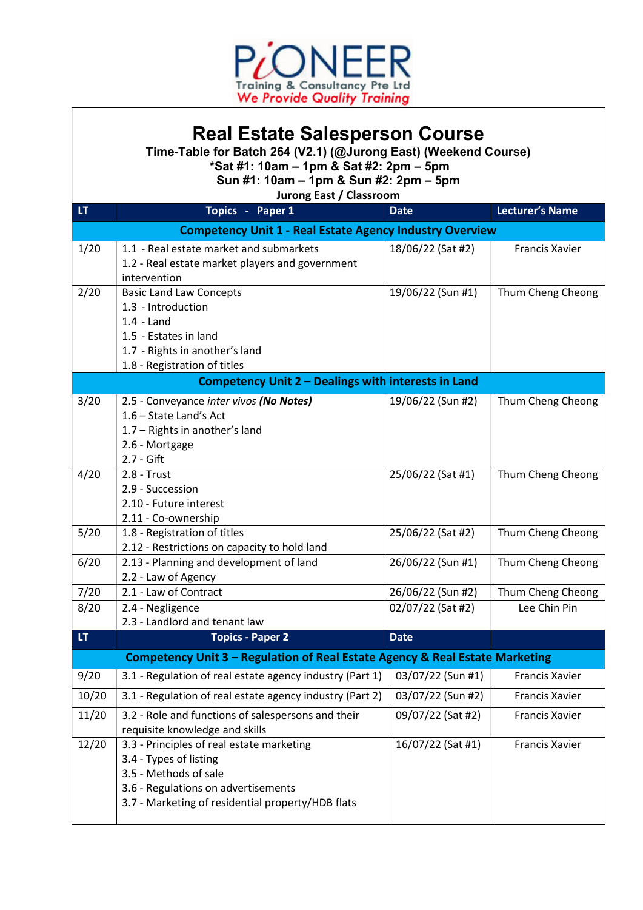PIONEER
Training & Consultancy Pte Ltd
We Provide Quality Training

# Real Estate Salesperson Course

**Time-Table for Batch 264 (V2.1) (@Jurong East) (Weekend Course)**
**\*Sat #1: 10am – 1pm & Sat #2: 2pm – 5pm**
**Sun #1: 10am – 1pm & Sun #2: 2pm – 5pm**
**Jurong East / Classroom**

| LT | Topics - Paper 1 | Date | Lecturer's Name |
|---|---|---|---|
| **Competency Unit 1 - Real Estate Agency Industry Overview** | | | |
| 1/20 | 1.1 - Real estate market and submarkets<br>1.2 - Real estate market players and government intervention | 18/06/22 (Sat #2) | Francis Xavier |
| 2/20 | Basic Land Law Concepts<br>1.3 - Introduction<br>1.4 - Land<br>1.5 - Estates in land<br>1.7 - Rights in another's land<br>1.8 - Registration of titles | 19/06/22 (Sun #1) | Thum Cheng Cheong |
| **Competency Unit 2 – Dealings with interests in Land** | | | |
| 3/20 | 2.5 - Conveyance *inter vivos* ***(No Notes)***<br>1.6 – State Land's Act<br>1.7 – Rights in another's land<br>2.6 - Mortgage<br>2.7 - Gift | 19/06/22 (Sun #2) | Thum Cheng Cheong |
| 4/20 | 2.8 - Trust<br>2.9 - Succession<br>2.10 - Future interest<br>2.11 - Co-ownership | 25/06/22 (Sat #1) | Thum Cheng Cheong |
| 5/20 | 1.8 - Registration of titles<br>2.12 - Restrictions on capacity to hold land | 25/06/22 (Sat #2) | Thum Cheng Cheong |
| 6/20 | 2.13 - Planning and development of land<br>2.2 - Law of Agency | 26/06/22 (Sun #1) | Thum Cheng Cheong |
| 7/20 | 2.1 - Law of Contract | 26/06/22 (Sun #2) | Thum Cheng Cheong |
| 8/20 | 2.4 - Negligence<br>2.3 - Landlord and tenant law | 02/07/22 (Sat #2) | Lee Chin Pin |
| **LT** | **Topics - Paper 2** | **Date** | |
| **Competency Unit 3 – Regulation of Real Estate Agency & Real Estate Marketing** | | | |
| 9/20 | 3.1 - Regulation of real estate agency industry (Part 1) | 03/07/22 (Sun #1) | Francis Xavier |
| 10/20 | 3.1 - Regulation of real estate agency industry (Part 2) | 03/07/22 (Sun #2) | Francis Xavier |
| 11/20 | 3.2 - Role and functions of salespersons and their requisite knowledge and skills | 09/07/22 (Sat #2) | Francis Xavier |
| 12/20 | 3.3 - Principles of real estate marketing<br>3.4 - Types of listing<br>3.5 - Methods of sale<br>3.6 - Regulations on advertisements<br>3.7 - Marketing of residential property/HDB flats | 16/07/22 (Sat #1) | Francis Xavier |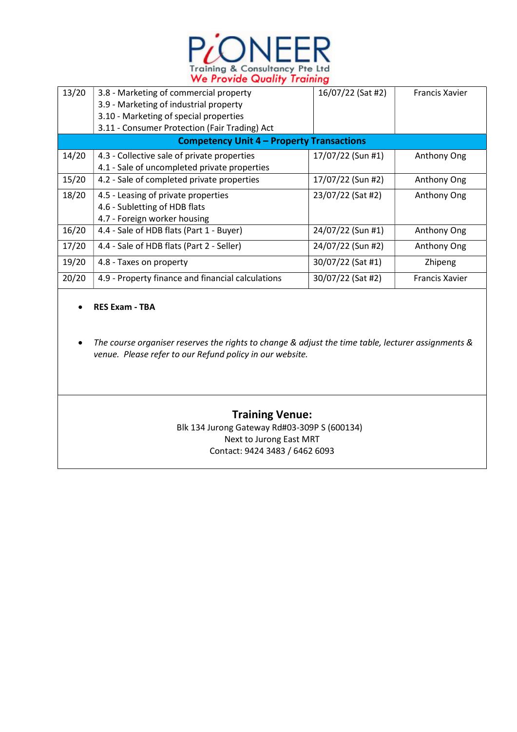PiONEER Training & Consultancy Pte Ltd
We Provide Quality Training

| | | | |
|---|---|---|---|
| 13/20 | 3.8 - Marketing of commercial property<br>3.9 - Marketing of industrial property<br>3.10 - Marketing of special properties<br>3.11 - Consumer Protection (Fair Trading) Act | 16/07/22 (Sat #2) | Francis Xavier |
| **Competency Unit 4 – Property Transactions** | | | |
| 14/20 | 4.3 - Collective sale of private properties<br>4.1 - Sale of uncompleted private properties | 17/07/22 (Sun #1) | Anthony Ong |
| 15/20 | 4.2 - Sale of completed private properties | 17/07/22 (Sun #2) | Anthony Ong |
| 18/20 | 4.5 - Leasing of private properties<br>4.6 - Subletting of HDB flats<br>4.7 - Foreign worker housing | 23/07/22 (Sat #2) | Anthony Ong |
| 16/20 | 4.4 - Sale of HDB flats (Part 1 - Buyer) | 24/07/22 (Sun #1) | Anthony Ong |
| 17/20 | 4.4 - Sale of HDB flats (Part 2 - Seller) | 24/07/22 (Sun #2) | Anthony Ong |
| 19/20 | 4.8 - Taxes on property | 30/07/22 (Sat #1) | Zhipeng |
| 20/20 | 4.9 - Property finance and financial calculations | 30/07/22 (Sat #2) | Francis Xavier |

- **RES Exam - TBA**

- *The course organiser reserves the rights to change & adjust the time table, lecturer assignments & venue. Please refer to our Refund policy in our website.*

## Training Venue:

Blk 134 Jurong Gateway Rd#03-309P S (600134)
Next to Jurong East MRT
Contact: 9424 3483 / 6462 6093